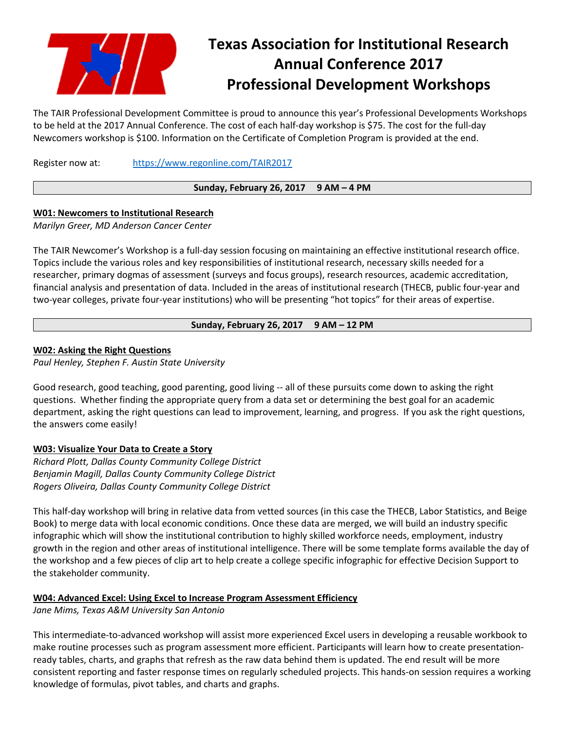# Texas Association for Institutional Research Annual Conference 2017 Professional Development Workshops

The TAIR Professional Development Committee is proud to announce this year's Professional Developments Workshops to be held at the 2017 Annual Conference. The cost of each half-day workshop is $75. The cost for the full-day Newcomers workshop is $100. Information on the Certificate of Completion Program is provided at the end.

Register now at: https://www.regonline.com/TAIR2017

**Sunday, February 26, 2017 9 AM – 4 PM**

### W01: Newcomers to Institutional Research

*Marilyn Greer, MD Anderson Cancer Center*

The TAIR Newcomer's Workshop is a full-day session focusing on maintaining an effective institutional research office. Topics include the various roles and key responsibilities of institutional research, necessary skills needed for a researcher, primary dogmas of assessment (surveys and focus groups), research resources, academic accreditation, financial analysis and presentation of data. Included in the areas of institutional research (THECB, public four-year and two-year colleges, private four-year institutions) who will be presenting "hot topics" for their areas of expertise.

**Sunday, February 26, 2017 9 AM – 12 PM**

### W02: Asking the Right Questions

*Paul Henley, Stephen F. Austin State University*

Good research, good teaching, good parenting, good living -- all of these pursuits come down to asking the right questions. Whether finding the appropriate query from a data set or determining the best goal for an academic department, asking the right questions can lead to improvement, learning, and progress. If you ask the right questions, the answers come easily!

### W03: Visualize Your Data to Create a Story

*Richard Plott, Dallas County Community College District*
*Benjamin Magill, Dallas County Community College District*
*Rogers Oliveira, Dallas County Community College District*

This half-day workshop will bring in relative data from vetted sources (in this case the THECB, Labor Statistics, and Beige Book) to merge data with local economic conditions. Once these data are merged, we will build an industry specific infographic which will show the institutional contribution to highly skilled workforce needs, employment, industry growth in the region and other areas of institutional intelligence. There will be some template forms available the day of the workshop and a few pieces of clip art to help create a college specific infographic for effective Decision Support to the stakeholder community.

### W04: Advanced Excel: Using Excel to Increase Program Assessment Efficiency

*Jane Mims, Texas A&M University San Antonio*

This intermediate-to-advanced workshop will assist more experienced Excel users in developing a reusable workbook to make routine processes such as program assessment more efficient. Participants will learn how to create presentation-ready tables, charts, and graphs that refresh as the raw data behind them is updated. The end result will be more consistent reporting and faster response times on regularly scheduled projects. This hands-on session requires a working knowledge of formulas, pivot tables, and charts and graphs.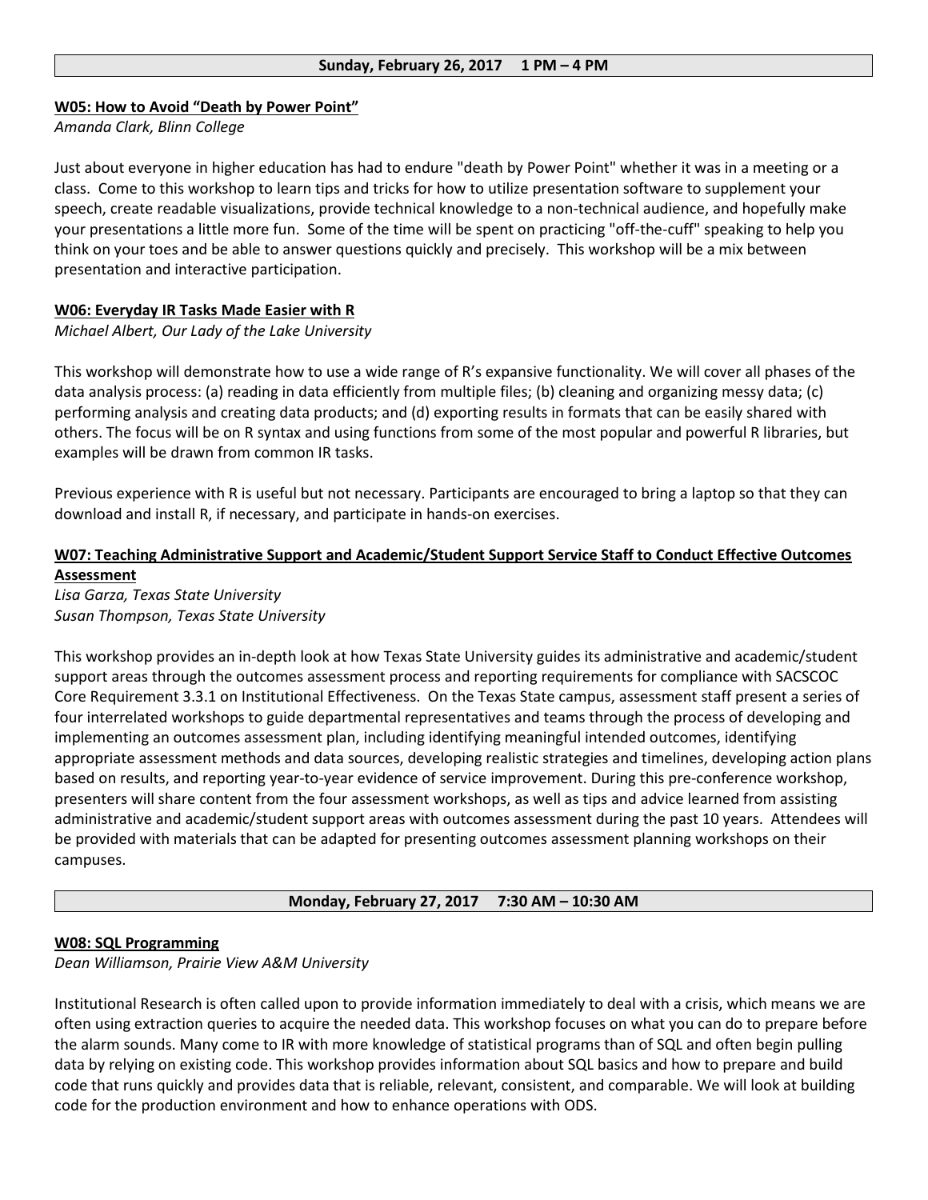**Sunday, February 26, 2017 1 PM – 4 PM**

**W05: How to Avoid "Death by Power Point"**

*Amanda Clark, Blinn College*

Just about everyone in higher education has had to endure "death by Power Point" whether it was in a meeting or a class. Come to this workshop to learn tips and tricks for how to utilize presentation software to supplement your speech, create readable visualizations, provide technical knowledge to a non-technical audience, and hopefully make your presentations a little more fun. Some of the time will be spent on practicing "off-the-cuff" speaking to help you think on your toes and be able to answer questions quickly and precisely. This workshop will be a mix between presentation and interactive participation.

**W06: Everyday IR Tasks Made Easier with R**

*Michael Albert, Our Lady of the Lake University*

This workshop will demonstrate how to use a wide range of R's expansive functionality. We will cover all phases of the data analysis process: (a) reading in data efficiently from multiple files; (b) cleaning and organizing messy data; (c) performing analysis and creating data products; and (d) exporting results in formats that can be easily shared with others. The focus will be on R syntax and using functions from some of the most popular and powerful R libraries, but examples will be drawn from common IR tasks.

Previous experience with R is useful but not necessary. Participants are encouraged to bring a laptop so that they can download and install R, if necessary, and participate in hands-on exercises.

**W07: Teaching Administrative Support and Academic/Student Support Service Staff to Conduct Effective Outcomes Assessment**

*Lisa Garza, Texas State University*
*Susan Thompson, Texas State University*

This workshop provides an in-depth look at how Texas State University guides its administrative and academic/student support areas through the outcomes assessment process and reporting requirements for compliance with SACSCOC Core Requirement 3.3.1 on Institutional Effectiveness. On the Texas State campus, assessment staff present a series of four interrelated workshops to guide departmental representatives and teams through the process of developing and implementing an outcomes assessment plan, including identifying meaningful intended outcomes, identifying appropriate assessment methods and data sources, developing realistic strategies and timelines, developing action plans based on results, and reporting year-to-year evidence of service improvement. During this pre-conference workshop, presenters will share content from the four assessment workshops, as well as tips and advice learned from assisting administrative and academic/student support areas with outcomes assessment during the past 10 years. Attendees will be provided with materials that can be adapted for presenting outcomes assessment planning workshops on their campuses.

**Monday, February 27, 2017 7:30 AM – 10:30 AM**

**W08: SQL Programming**

*Dean Williamson, Prairie View A&M University*

Institutional Research is often called upon to provide information immediately to deal with a crisis, which means we are often using extraction queries to acquire the needed data. This workshop focuses on what you can do to prepare before the alarm sounds. Many come to IR with more knowledge of statistical programs than of SQL and often begin pulling data by relying on existing code. This workshop provides information about SQL basics and how to prepare and build code that runs quickly and provides data that is reliable, relevant, consistent, and comparable. We will look at building code for the production environment and how to enhance operations with ODS.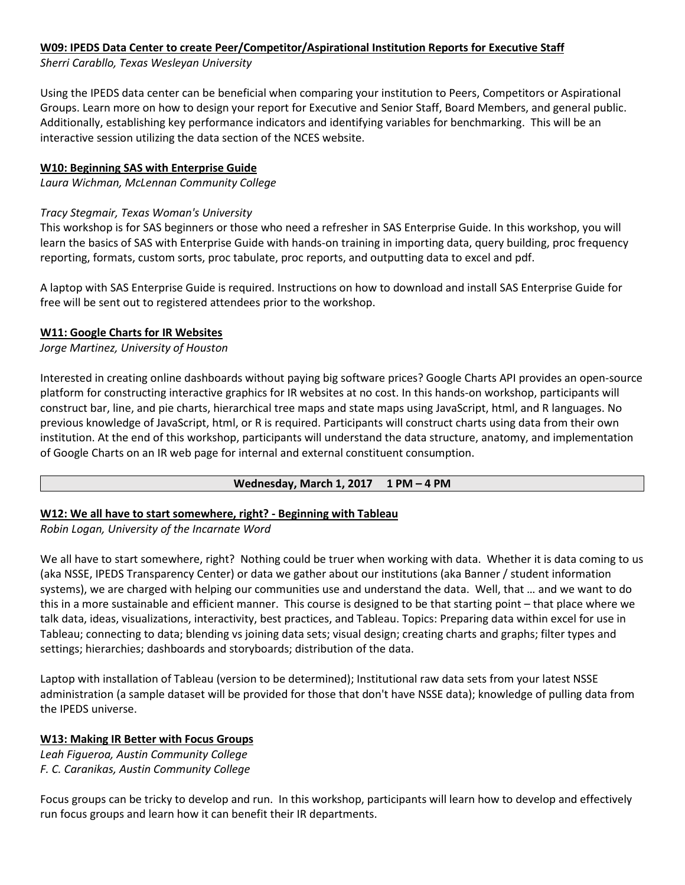### W09: IPEDS Data Center to create Peer/Competitor/Aspirational Institution Reports for Executive Staff

*Sherri Carabllo, Texas Wesleyan University*

Using the IPEDS data center can be beneficial when comparing your institution to Peers, Competitors or Aspirational Groups. Learn more on how to design your report for Executive and Senior Staff, Board Members, and general public. Additionally, establishing key performance indicators and identifying variables for benchmarking. This will be an interactive session utilizing the data section of the NCES website.

### W10: Beginning SAS with Enterprise Guide

*Laura Wichman, McLennan Community College*

*Tracy Stegmair, Texas Woman's University*

This workshop is for SAS beginners or those who need a refresher in SAS Enterprise Guide. In this workshop, you will learn the basics of SAS with Enterprise Guide with hands-on training in importing data, query building, proc frequency reporting, formats, custom sorts, proc tabulate, proc reports, and outputting data to excel and pdf.

A laptop with SAS Enterprise Guide is required. Instructions on how to download and install SAS Enterprise Guide for free will be sent out to registered attendees prior to the workshop.

### W11: Google Charts for IR Websites

*Jorge Martinez, University of Houston*

Interested in creating online dashboards without paying big software prices? Google Charts API provides an open-source platform for constructing interactive graphics for IR websites at no cost. In this hands-on workshop, participants will construct bar, line, and pie charts, hierarchical tree maps and state maps using JavaScript, html, and R languages. No previous knowledge of JavaScript, html, or R is required. Participants will construct charts using data from their own institution. At the end of this workshop, participants will understand the data structure, anatomy, and implementation of Google Charts on an IR web page for internal and external constituent consumption.

## Wednesday, March 1, 2017 1 PM – 4 PM

### W12: We all have to start somewhere, right? - Beginning with Tableau

*Robin Logan, University of the Incarnate Word*

We all have to start somewhere, right? Nothing could be truer when working with data. Whether it is data coming to us (aka NSSE, IPEDS Transparency Center) or data we gather about our institutions (aka Banner / student information systems), we are charged with helping our communities use and understand the data. Well, that … and we want to do this in a more sustainable and efficient manner. This course is designed to be that starting point – that place where we talk data, ideas, visualizations, interactivity, best practices, and Tableau. Topics: Preparing data within excel for use in Tableau; connecting to data; blending vs joining data sets; visual design; creating charts and graphs; filter types and settings; hierarchies; dashboards and storyboards; distribution of the data.

Laptop with installation of Tableau (version to be determined); Institutional raw data sets from your latest NSSE administration (a sample dataset will be provided for those that don't have NSSE data); knowledge of pulling data from the IPEDS universe.

### W13: Making IR Better with Focus Groups

*Leah Figueroa, Austin Community College*
*F. C. Caranikas, Austin Community College*

Focus groups can be tricky to develop and run. In this workshop, participants will learn how to develop and effectively run focus groups and learn how it can benefit their IR departments.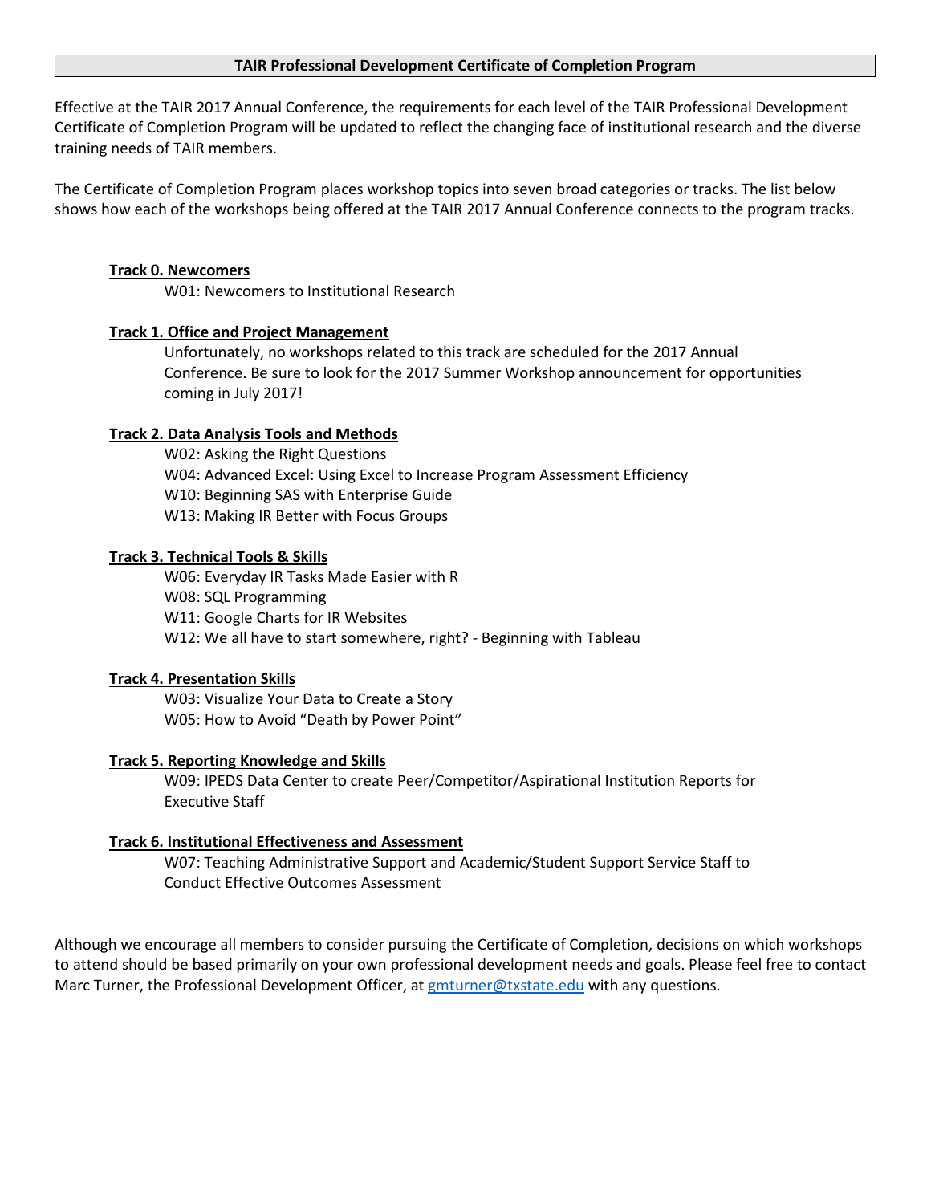## TAIR Professional Development Certificate of Completion Program

Effective at the TAIR 2017 Annual Conference, the requirements for each level of the TAIR Professional Development Certificate of Completion Program will be updated to reflect the changing face of institutional research and the diverse training needs of TAIR members.

The Certificate of Completion Program places workshop topics into seven broad categories or tracks. The list below shows how each of the workshops being offered at the TAIR 2017 Annual Conference connects to the program tracks.

### Track 0. Newcomers

W01: Newcomers to Institutional Research

### Track 1. Office and Project Management

Unfortunately, no workshops related to this track are scheduled for the 2017 Annual Conference. Be sure to look for the 2017 Summer Workshop announcement for opportunities coming in July 2017!

### Track 2. Data Analysis Tools and Methods

W02: Asking the Right Questions
W04: Advanced Excel: Using Excel to Increase Program Assessment Efficiency
W10: Beginning SAS with Enterprise Guide
W13: Making IR Better with Focus Groups

### Track 3. Technical Tools & Skills

W06: Everyday IR Tasks Made Easier with R
W08: SQL Programming
W11: Google Charts for IR Websites
W12: We all have to start somewhere, right? - Beginning with Tableau

### Track 4. Presentation Skills

W03: Visualize Your Data to Create a Story
W05: How to Avoid "Death by Power Point"

### Track 5. Reporting Knowledge and Skills

W09: IPEDS Data Center to create Peer/Competitor/Aspirational Institution Reports for Executive Staff

### Track 6. Institutional Effectiveness and Assessment

W07: Teaching Administrative Support and Academic/Student Support Service Staff to Conduct Effective Outcomes Assessment

Although we encourage all members to consider pursuing the Certificate of Completion, decisions on which workshops to attend should be based primarily on your own professional development needs and goals. Please feel free to contact Marc Turner, the Professional Development Officer, at gmturner@txstate.edu with any questions.